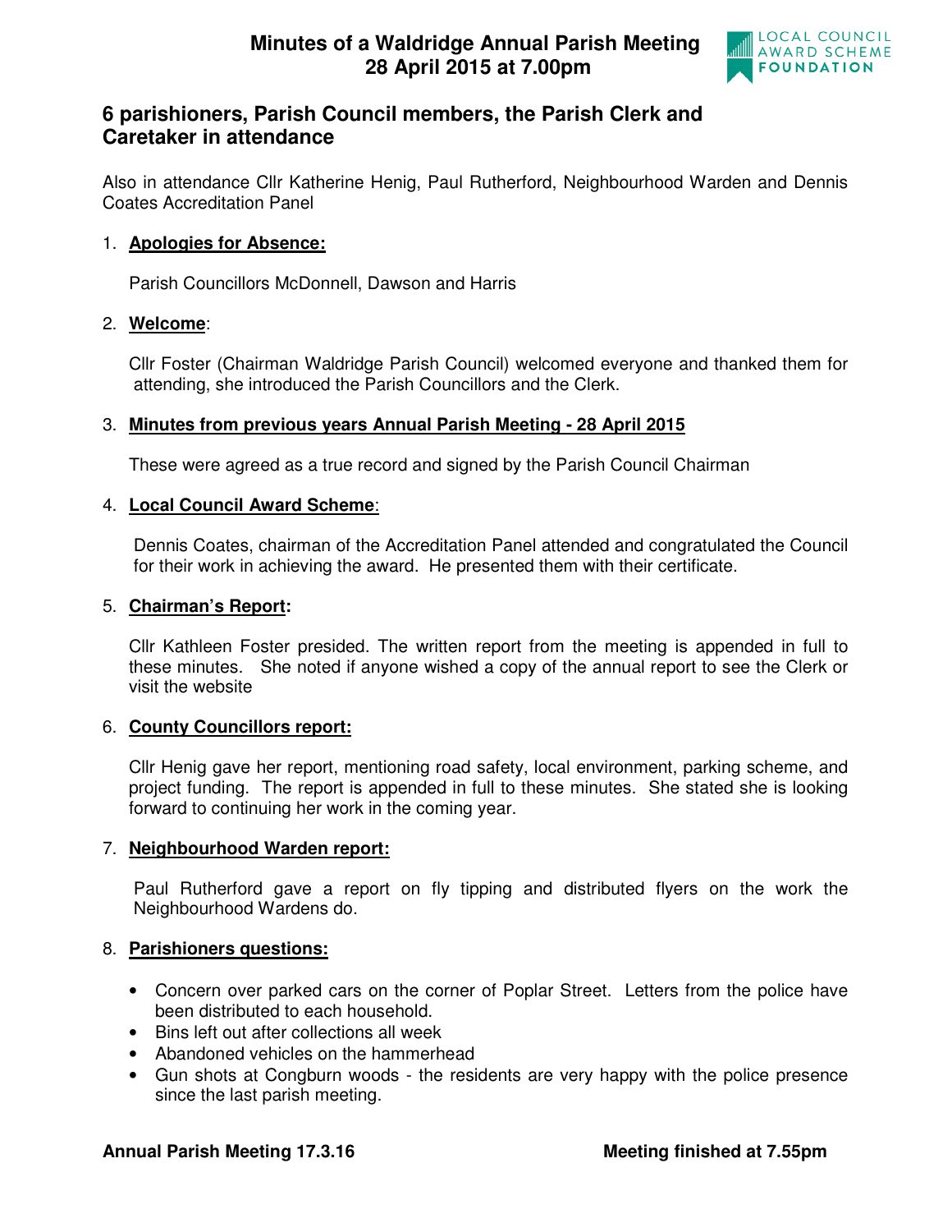# Minutes of a Waldridge Annual Parish Meeting 28 April 2015 at 7.00pm

LOCAL COUNCIL AWARD SCHEME FOUNDATION

## 6 parishioners, Parish Council members, the Parish Clerk and Caretaker in attendance

Also in attendance Cllr Katherine Henig, Paul Rutherford, Neighbourhood Warden and Dennis Coates Accreditation Panel

1. **Apologies for Absence:**

   Parish Councillors McDonnell, Dawson and Harris

2. **Welcome**:

   Cllr Foster (Chairman Waldridge Parish Council) welcomed everyone and thanked them for attending, she introduced the Parish Councillors and the Clerk.

3. **Minutes from previous years Annual Parish Meeting - 28 April 2015**

   These were agreed as a true record and signed by the Parish Council Chairman

4. **Local Council Award Scheme**:

   Dennis Coates, chairman of the Accreditation Panel attended and congratulated the Council for their work in achieving the award. He presented them with their certificate.

5. **Chairman's Report:**

   Cllr Kathleen Foster presided. The written report from the meeting is appended in full to these minutes. She noted if anyone wished a copy of the annual report to see the Clerk or visit the website

6. **County Councillors report:**

   Cllr Henig gave her report, mentioning road safety, local environment, parking scheme, and project funding. The report is appended in full to these minutes. She stated she is looking forward to continuing her work in the coming year.

7. **Neighbourhood Warden report:**

   Paul Rutherford gave a report on fly tipping and distributed flyers on the work the Neighbourhood Wardens do.

8. **Parishioners questions:**

   - Concern over parked cars on the corner of Poplar Street. Letters from the police have been distributed to each household.
   - Bins left out after collections all week
   - Abandoned vehicles on the hammerhead
   - Gun shots at Congburn woods - the residents are very happy with the police presence since the last parish meeting.

**Annual Parish Meeting 17.3.16** **Meeting finished at 7.55pm**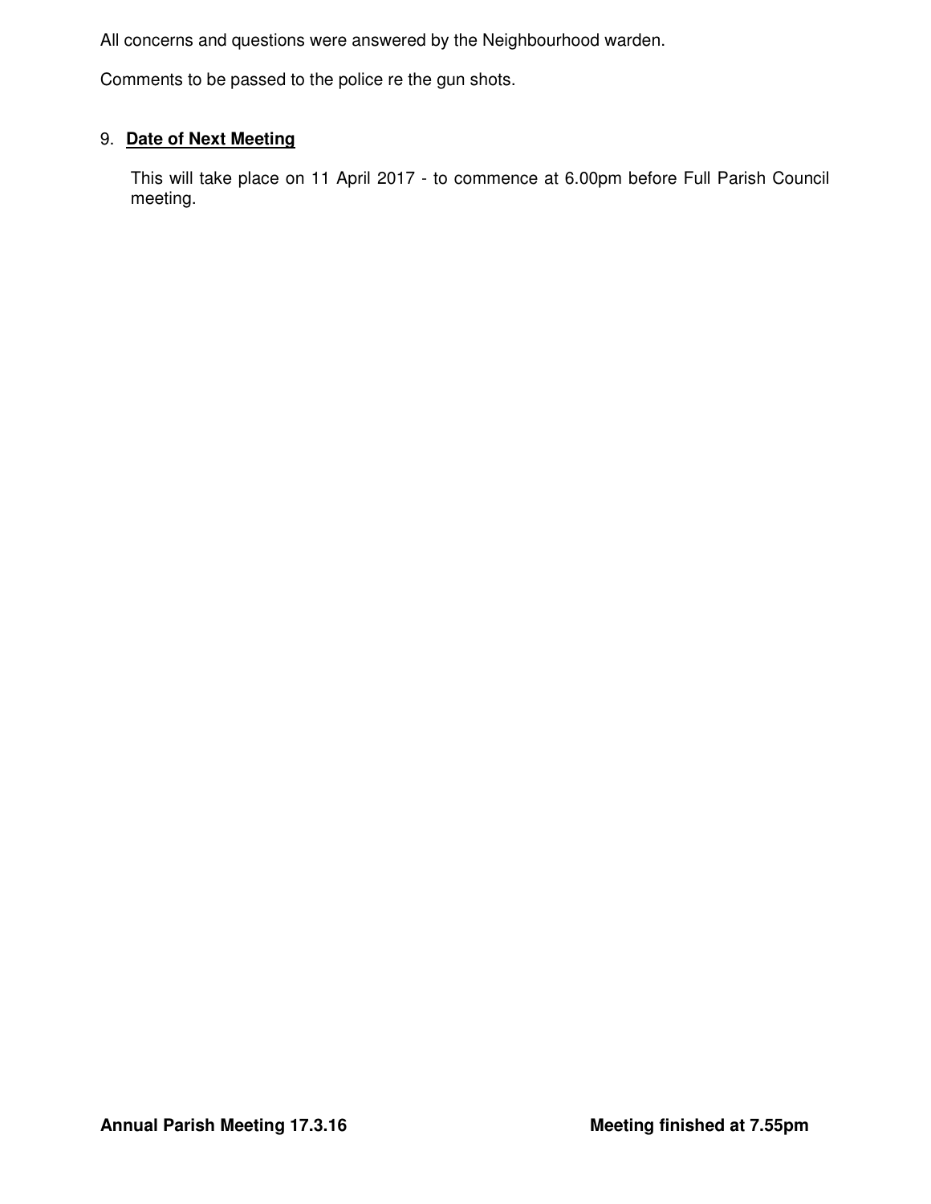All concerns and questions were answered by the Neighbourhood warden.

Comments to be passed to the police re the gun shots.

9. **Date of Next Meeting**

   This will take place on 11 April 2017 - to commence at 6.00pm before Full Parish Council meeting.

**Annual Parish Meeting 17.3.16** **Meeting finished at 7.55pm**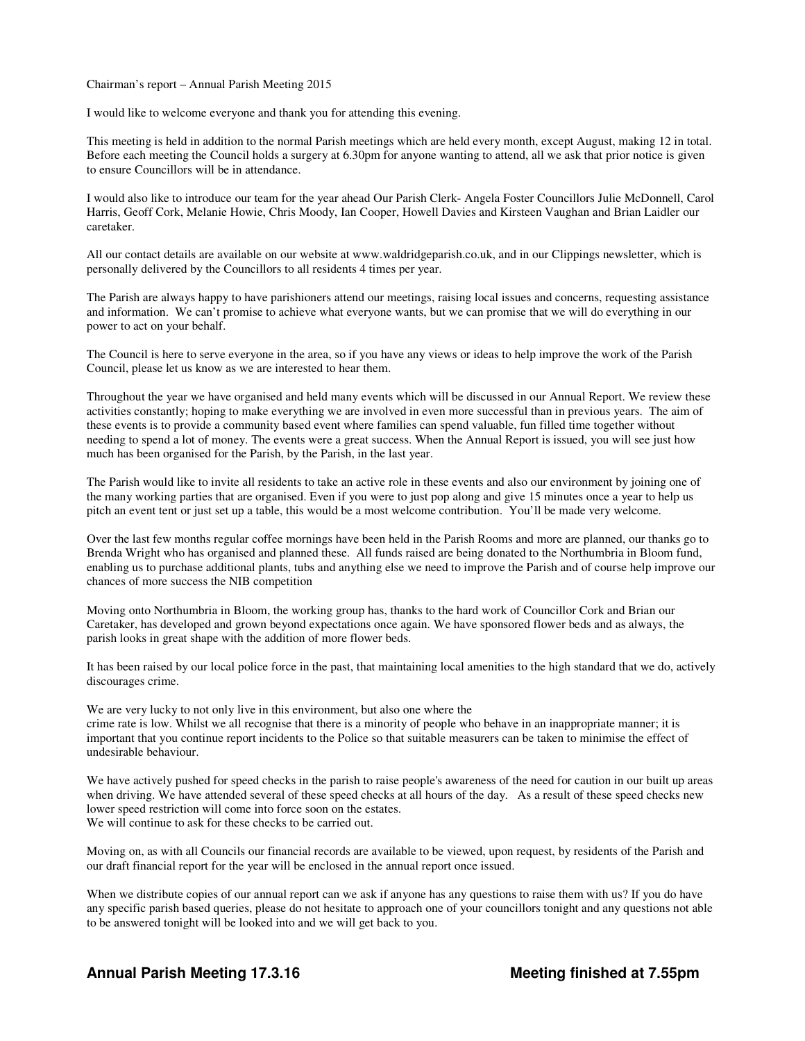Chairman's report – Annual Parish Meeting 2015

I would like to welcome everyone and thank you for attending this evening.

This meeting is held in addition to the normal Parish meetings which are held every month, except August, making 12 in total. Before each meeting the Council holds a surgery at 6.30pm for anyone wanting to attend, all we ask that prior notice is given to ensure Councillors will be in attendance.

I would also like to introduce our team for the year ahead Our Parish Clerk- Angela Foster Councillors Julie McDonnell, Carol Harris, Geoff Cork, Melanie Howie, Chris Moody, Ian Cooper, Howell Davies and Kirsteen Vaughan and Brian Laidler our caretaker.

All our contact details are available on our website at www.waldridgeparish.co.uk, and in our Clippings newsletter, which is personally delivered by the Councillors to all residents 4 times per year.

The Parish are always happy to have parishioners attend our meetings, raising local issues and concerns, requesting assistance and information. We can't promise to achieve what everyone wants, but we can promise that we will do everything in our power to act on your behalf.

The Council is here to serve everyone in the area, so if you have any views or ideas to help improve the work of the Parish Council, please let us know as we are interested to hear them.

Throughout the year we have organised and held many events which will be discussed in our Annual Report. We review these activities constantly; hoping to make everything we are involved in even more successful than in previous years. The aim of these events is to provide a community based event where families can spend valuable, fun filled time together without needing to spend a lot of money. The events were a great success. When the Annual Report is issued, you will see just how much has been organised for the Parish, by the Parish, in the last year.

The Parish would like to invite all residents to take an active role in these events and also our environment by joining one of the many working parties that are organised. Even if you were to just pop along and give 15 minutes once a year to help us pitch an event tent or just set up a table, this would be a most welcome contribution. You'll be made very welcome.

Over the last few months regular coffee mornings have been held in the Parish Rooms and more are planned, our thanks go to Brenda Wright who has organised and planned these. All funds raised are being donated to the Northumbria in Bloom fund, enabling us to purchase additional plants, tubs and anything else we need to improve the Parish and of course help improve our chances of more success the NIB competition

Moving onto Northumbria in Bloom, the working group has, thanks to the hard work of Councillor Cork and Brian our Caretaker, has developed and grown beyond expectations once again. We have sponsored flower beds and as always, the parish looks in great shape with the addition of more flower beds.

It has been raised by our local police force in the past, that maintaining local amenities to the high standard that we do, actively discourages crime.

We are very lucky to not only live in this environment, but also one where the crime rate is low. Whilst we all recognise that there is a minority of people who behave in an inappropriate manner; it is important that you continue report incidents to the Police so that suitable measurers can be taken to minimise the effect of undesirable behaviour.

We have actively pushed for speed checks in the parish to raise people's awareness of the need for caution in our built up areas when driving. We have attended several of these speed checks at all hours of the day. As a result of these speed checks new lower speed restriction will come into force soon on the estates.
We will continue to ask for these checks to be carried out.

Moving on, as with all Councils our financial records are available to be viewed, upon request, by residents of the Parish and our draft financial report for the year will be enclosed in the annual report once issued.

When we distribute copies of our annual report can we ask if anyone has any questions to raise them with us? If you do have any specific parish based queries, please do not hesitate to approach one of your councillors tonight and any questions not able to be answered tonight will be looked into and we will get back to you.

**Annual Parish Meeting 17.3.16** **Meeting finished at 7.55pm**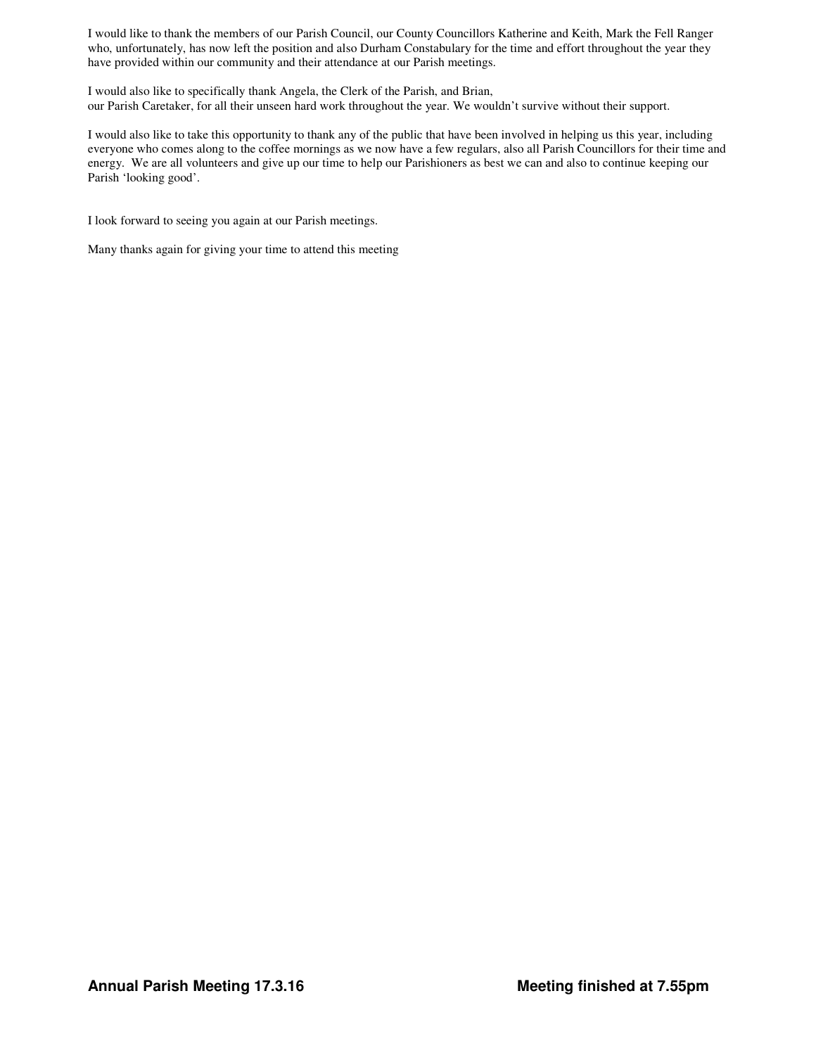I would like to thank the members of our Parish Council, our County Councillors Katherine and Keith, Mark the Fell Ranger who, unfortunately, has now left the position and also Durham Constabulary for the time and effort throughout the year they have provided within our community and their attendance at our Parish meetings.

I would also like to specifically thank Angela, the Clerk of the Parish, and Brian,
our Parish Caretaker, for all their unseen hard work throughout the year. We wouldn't survive without their support.

I would also like to take this opportunity to thank any of the public that have been involved in helping us this year, including everyone who comes along to the coffee mornings as we now have a few regulars, also all Parish Councillors for their time and energy. We are all volunteers and give up our time to help our Parishioners as best we can and also to continue keeping our Parish 'looking good'.

I look forward to seeing you again at our Parish meetings.

Many thanks again for giving your time to attend this meeting

**Meeting finished at 7.55pm**